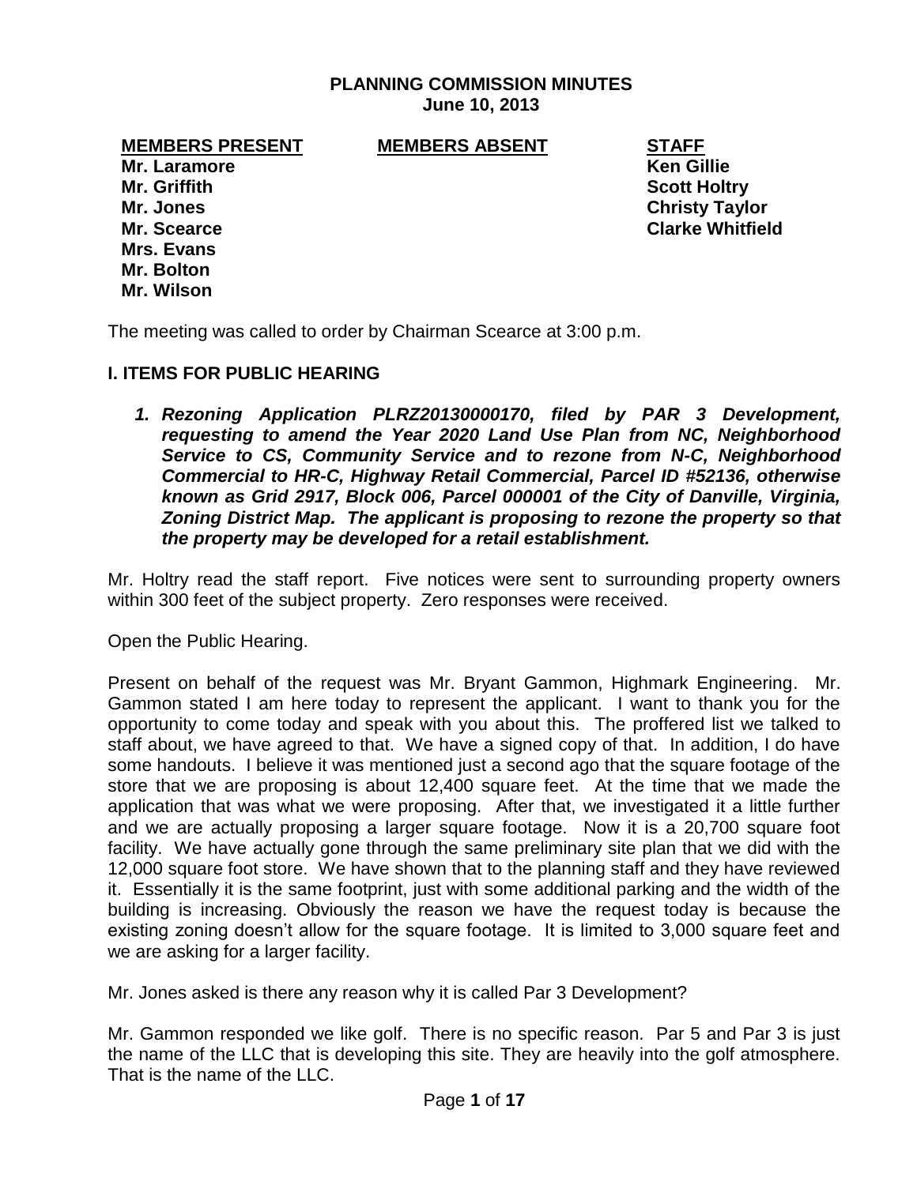# PLANNING COMMISSION MINUTES
**June 10, 2013**

| **MEMBERS PRESENT** | **MEMBERS ABSENT** | **STAFF** |
|---|---|---|
| **Mr. Laramore** | | **Ken Gillie** |
| **Mr. Griffith** | | **Scott Holtry** |
| **Mr. Jones** | | **Christy Taylor** |
| **Mr. Scearce** | | **Clarke Whitfield** |
| **Mrs. Evans** | | |
| **Mr. Bolton** | | |
| **Mr. Wilson** | | |

The meeting was called to order by Chairman Scearce at 3:00 p.m.

## I. ITEMS FOR PUBLIC HEARING

1. ***Rezoning Application PLRZ20130000170, filed by PAR 3 Development, requesting to amend the Year 2020 Land Use Plan from NC, Neighborhood Service to CS, Community Service and to rezone from N-C, Neighborhood Commercial to HR-C, Highway Retail Commercial, Parcel ID #52136, otherwise known as Grid 2917, Block 006, Parcel 000001 of the City of Danville, Virginia, Zoning District Map. The applicant is proposing to rezone the property so that the property may be developed for a retail establishment.***

Mr. Holtry read the staff report. Five notices were sent to surrounding property owners within 300 feet of the subject property. Zero responses were received.

Open the Public Hearing.

Present on behalf of the request was Mr. Bryant Gammon, Highmark Engineering. Mr. Gammon stated I am here today to represent the applicant. I want to thank you for the opportunity to come today and speak with you about this. The proffered list we talked to staff about, we have agreed to that. We have a signed copy of that. In addition, I do have some handouts. I believe it was mentioned just a second ago that the square footage of the store that we are proposing is about 12,400 square feet. At the time that we made the application that was what we were proposing. After that, we investigated it a little further and we are actually proposing a larger square footage. Now it is a 20,700 square foot facility. We have actually gone through the same preliminary site plan that we did with the 12,000 square foot store. We have shown that to the planning staff and they have reviewed it. Essentially it is the same footprint, just with some additional parking and the width of the building is increasing. Obviously the reason we have the request today is because the existing zoning doesn't allow for the square footage. It is limited to 3,000 square feet and we are asking for a larger facility.

Mr. Jones asked is there any reason why it is called Par 3 Development?

Mr. Gammon responded we like golf. There is no specific reason. Par 5 and Par 3 is just the name of the LLC that is developing this site. They are heavily into the golf atmosphere. That is the name of the LLC.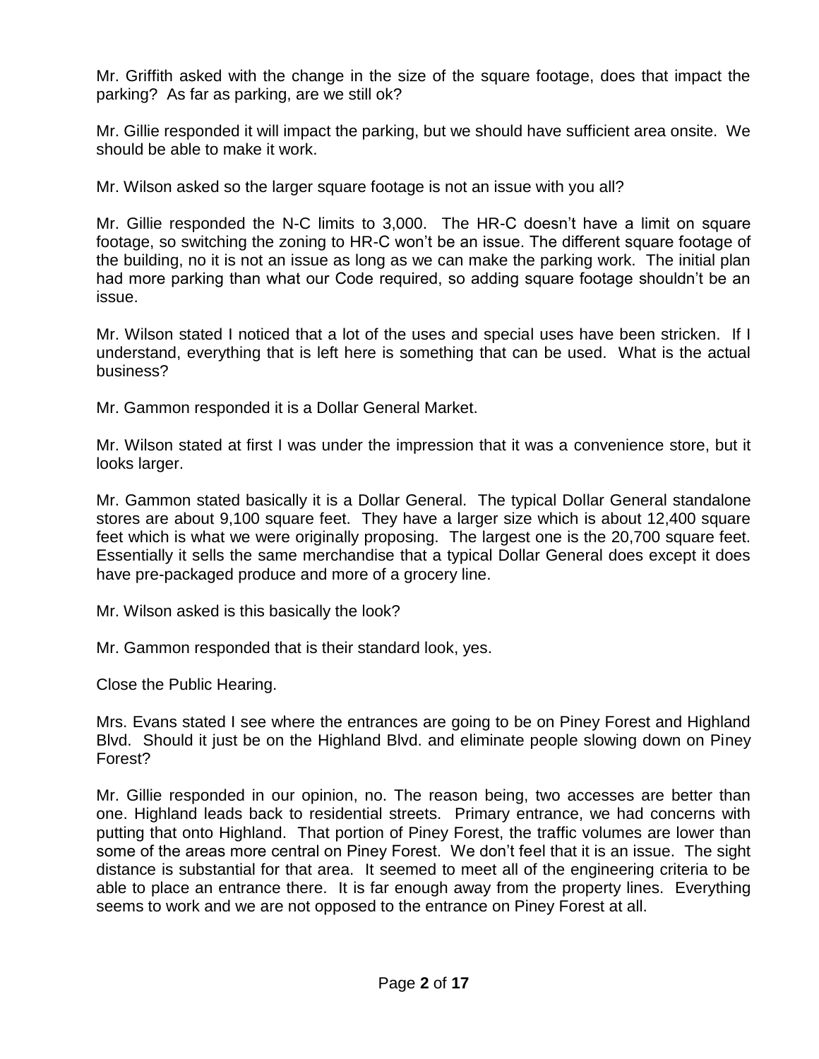Mr. Griffith asked with the change in the size of the square footage, does that impact the parking? As far as parking, are we still ok?

Mr. Gillie responded it will impact the parking, but we should have sufficient area onsite. We should be able to make it work.

Mr. Wilson asked so the larger square footage is not an issue with you all?

Mr. Gillie responded the N-C limits to 3,000. The HR-C doesn't have a limit on square footage, so switching the zoning to HR-C won't be an issue. The different square footage of the building, no it is not an issue as long as we can make the parking work. The initial plan had more parking than what our Code required, so adding square footage shouldn't be an issue.

Mr. Wilson stated I noticed that a lot of the uses and special uses have been stricken. If I understand, everything that is left here is something that can be used. What is the actual business?

Mr. Gammon responded it is a Dollar General Market.

Mr. Wilson stated at first I was under the impression that it was a convenience store, but it looks larger.

Mr. Gammon stated basically it is a Dollar General. The typical Dollar General standalone stores are about 9,100 square feet. They have a larger size which is about 12,400 square feet which is what we were originally proposing. The largest one is the 20,700 square feet. Essentially it sells the same merchandise that a typical Dollar General does except it does have pre-packaged produce and more of a grocery line.

Mr. Wilson asked is this basically the look?

Mr. Gammon responded that is their standard look, yes.

Close the Public Hearing.

Mrs. Evans stated I see where the entrances are going to be on Piney Forest and Highland Blvd. Should it just be on the Highland Blvd. and eliminate people slowing down on Piney Forest?

Mr. Gillie responded in our opinion, no. The reason being, two accesses are better than one. Highland leads back to residential streets. Primary entrance, we had concerns with putting that onto Highland. That portion of Piney Forest, the traffic volumes are lower than some of the areas more central on Piney Forest. We don't feel that it is an issue. The sight distance is substantial for that area. It seemed to meet all of the engineering criteria to be able to place an entrance there. It is far enough away from the property lines. Everything seems to work and we are not opposed to the entrance on Piney Forest at all.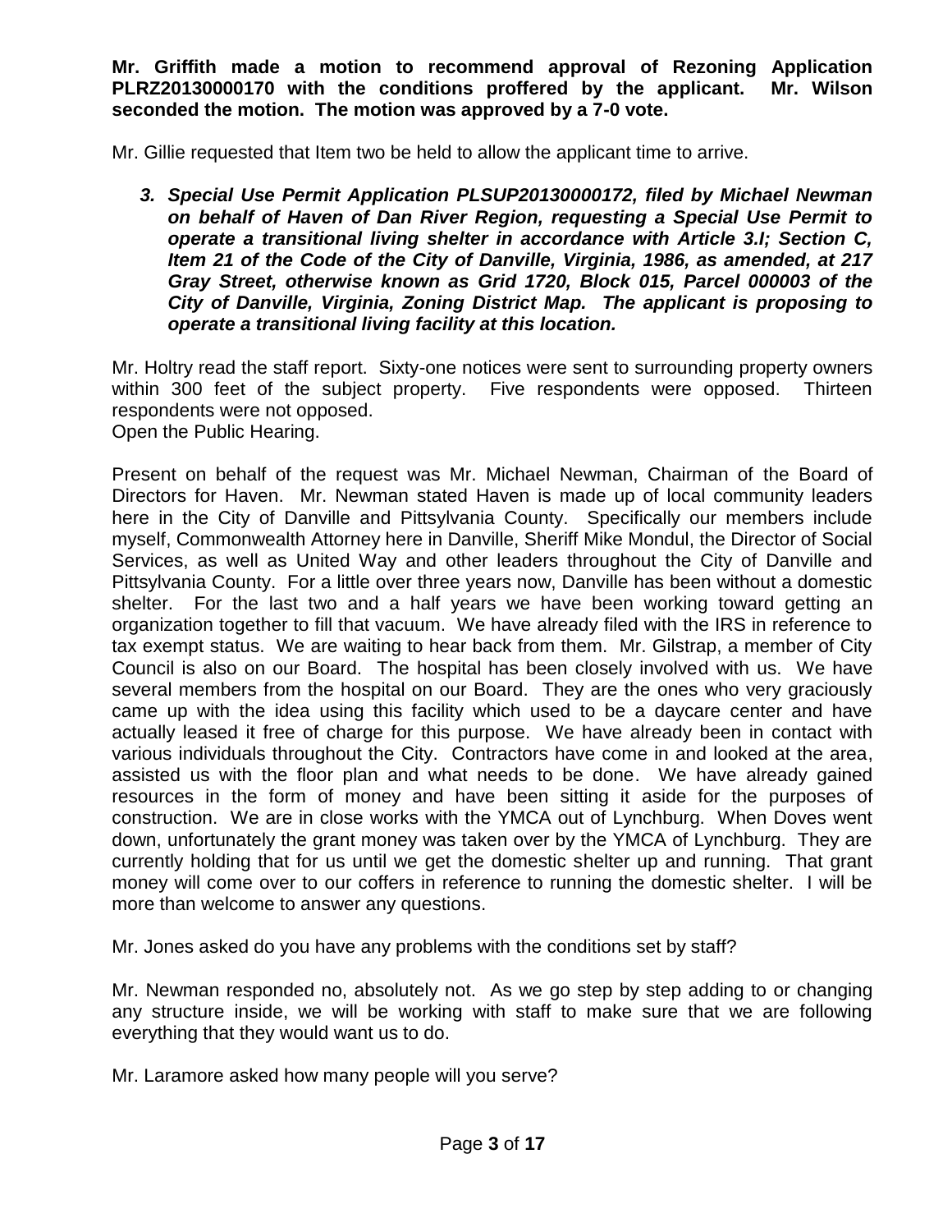**Mr. Griffith made a motion to recommend approval of Rezoning Application PLRZ20130000170 with the conditions proffered by the applicant. Mr. Wilson seconded the motion. The motion was approved by a 7-0 vote.**

Mr. Gillie requested that Item two be held to allow the applicant time to arrive.

***3. Special Use Permit Application PLSUP20130000172, filed by Michael Newman on behalf of Haven of Dan River Region, requesting a Special Use Permit to operate a transitional living shelter in accordance with Article 3.I; Section C, Item 21 of the Code of the City of Danville, Virginia, 1986, as amended, at 217 Gray Street, otherwise known as Grid 1720, Block 015, Parcel 000003 of the City of Danville, Virginia, Zoning District Map. The applicant is proposing to operate a transitional living facility at this location.***

Mr. Holtry read the staff report. Sixty-one notices were sent to surrounding property owners within 300 feet of the subject property. Five respondents were opposed. Thirteen respondents were not opposed.
Open the Public Hearing.

Present on behalf of the request was Mr. Michael Newman, Chairman of the Board of Directors for Haven. Mr. Newman stated Haven is made up of local community leaders here in the City of Danville and Pittsylvania County. Specifically our members include myself, Commonwealth Attorney here in Danville, Sheriff Mike Mondul, the Director of Social Services, as well as United Way and other leaders throughout the City of Danville and Pittsylvania County. For a little over three years now, Danville has been without a domestic shelter. For the last two and a half years we have been working toward getting an organization together to fill that vacuum. We have already filed with the IRS in reference to tax exempt status. We are waiting to hear back from them. Mr. Gilstrap, a member of City Council is also on our Board. The hospital has been closely involved with us. We have several members from the hospital on our Board. They are the ones who very graciously came up with the idea using this facility which used to be a daycare center and have actually leased it free of charge for this purpose. We have already been in contact with various individuals throughout the City. Contractors have come in and looked at the area, assisted us with the floor plan and what needs to be done. We have already gained resources in the form of money and have been sitting it aside for the purposes of construction. We are in close works with the YMCA out of Lynchburg. When Doves went down, unfortunately the grant money was taken over by the YMCA of Lynchburg. They are currently holding that for us until we get the domestic shelter up and running. That grant money will come over to our coffers in reference to running the domestic shelter. I will be more than welcome to answer any questions.

Mr. Jones asked do you have any problems with the conditions set by staff?

Mr. Newman responded no, absolutely not. As we go step by step adding to or changing any structure inside, we will be working with staff to make sure that we are following everything that they would want us to do.

Mr. Laramore asked how many people will you serve?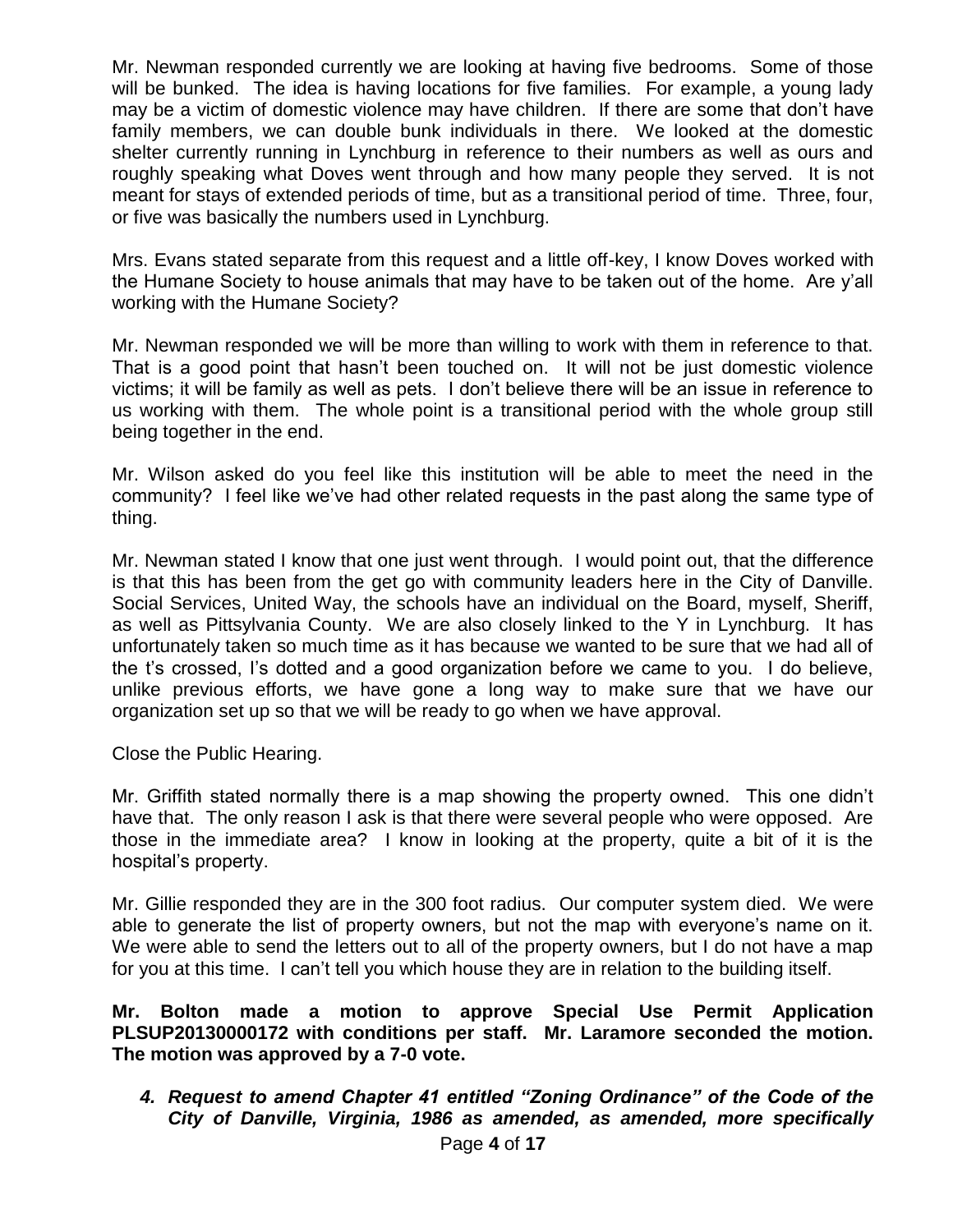Mr. Newman responded currently we are looking at having five bedrooms. Some of those will be bunked. The idea is having locations for five families. For example, a young lady may be a victim of domestic violence may have children. If there are some that don't have family members, we can double bunk individuals in there. We looked at the domestic shelter currently running in Lynchburg in reference to their numbers as well as ours and roughly speaking what Doves went through and how many people they served. It is not meant for stays of extended periods of time, but as a transitional period of time. Three, four, or five was basically the numbers used in Lynchburg.

Mrs. Evans stated separate from this request and a little off-key, I know Doves worked with the Humane Society to house animals that may have to be taken out of the home. Are y'all working with the Humane Society?

Mr. Newman responded we will be more than willing to work with them in reference to that. That is a good point that hasn't been touched on. It will not be just domestic violence victims; it will be family as well as pets. I don't believe there will be an issue in reference to us working with them. The whole point is a transitional period with the whole group still being together in the end.

Mr. Wilson asked do you feel like this institution will be able to meet the need in the community? I feel like we've had other related requests in the past along the same type of thing.

Mr. Newman stated I know that one just went through. I would point out, that the difference is that this has been from the get go with community leaders here in the City of Danville. Social Services, United Way, the schools have an individual on the Board, myself, Sheriff, as well as Pittsylvania County. We are also closely linked to the Y in Lynchburg. It has unfortunately taken so much time as it has because we wanted to be sure that we had all of the t's crossed, I's dotted and a good organization before we came to you. I do believe, unlike previous efforts, we have gone a long way to make sure that we have our organization set up so that we will be ready to go when we have approval.

Close the Public Hearing.

Mr. Griffith stated normally there is a map showing the property owned. This one didn't have that. The only reason I ask is that there were several people who were opposed. Are those in the immediate area? I know in looking at the property, quite a bit of it is the hospital's property.

Mr. Gillie responded they are in the 300 foot radius. Our computer system died. We were able to generate the list of property owners, but not the map with everyone's name on it. We were able to send the letters out to all of the property owners, but I do not have a map for you at this time. I can't tell you which house they are in relation to the building itself.

**Mr. Bolton made a motion to approve Special Use Permit Application PLSUP20130000172 with conditions per staff. Mr. Laramore seconded the motion. The motion was approved by a 7-0 vote.**

4. ***Request to amend Chapter 41 entitled "Zoning Ordinance" of the Code of the City of Danville, Virginia, 1986 as amended, as amended, more specifically***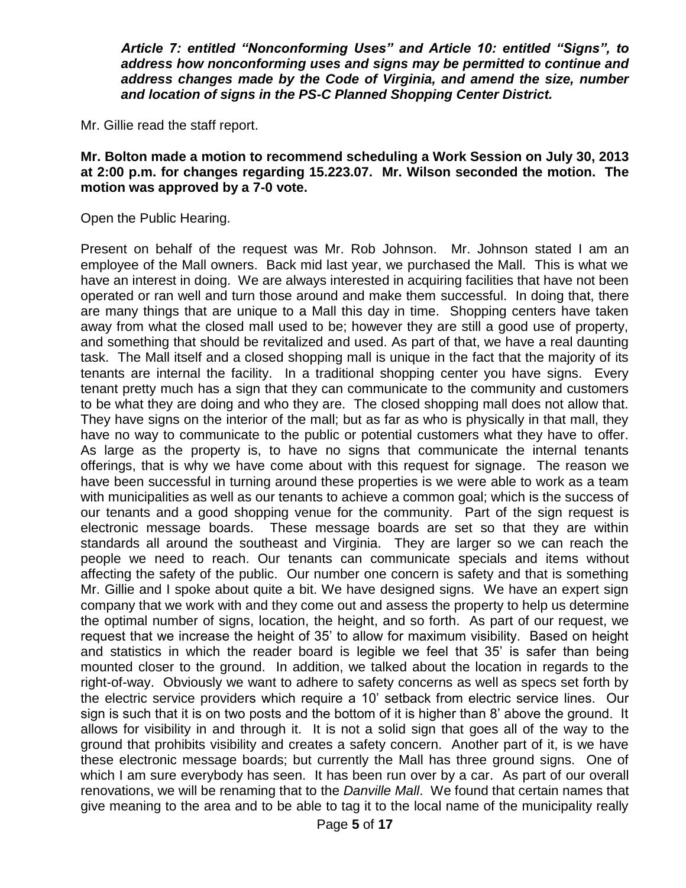***Article 7: entitled "Nonconforming Uses" and Article 10: entitled "Signs", to address how nonconforming uses and signs may be permitted to continue and address changes made by the Code of Virginia, and amend the size, number and location of signs in the PS-C Planned Shopping Center District.***

Mr. Gillie read the staff report.

**Mr. Bolton made a motion to recommend scheduling a Work Session on July 30, 2013 at 2:00 p.m. for changes regarding 15.223.07. Mr. Wilson seconded the motion. The motion was approved by a 7-0 vote.**

Open the Public Hearing.

Present on behalf of the request was Mr. Rob Johnson. Mr. Johnson stated I am an employee of the Mall owners. Back mid last year, we purchased the Mall. This is what we have an interest in doing. We are always interested in acquiring facilities that have not been operated or ran well and turn those around and make them successful. In doing that, there are many things that are unique to a Mall this day in time. Shopping centers have taken away from what the closed mall used to be; however they are still a good use of property, and something that should be revitalized and used. As part of that, we have a real daunting task. The Mall itself and a closed shopping mall is unique in the fact that the majority of its tenants are internal the facility. In a traditional shopping center you have signs. Every tenant pretty much has a sign that they can communicate to the community and customers to be what they are doing and who they are. The closed shopping mall does not allow that. They have signs on the interior of the mall; but as far as who is physically in that mall, they have no way to communicate to the public or potential customers what they have to offer. As large as the property is, to have no signs that communicate the internal tenants offerings, that is why we have come about with this request for signage. The reason we have been successful in turning around these properties is we were able to work as a team with municipalities as well as our tenants to achieve a common goal; which is the success of our tenants and a good shopping venue for the community. Part of the sign request is electronic message boards. These message boards are set so that they are within standards all around the southeast and Virginia. They are larger so we can reach the people we need to reach. Our tenants can communicate specials and items without affecting the safety of the public. Our number one concern is safety and that is something Mr. Gillie and I spoke about quite a bit. We have designed signs. We have an expert sign company that we work with and they come out and assess the property to help us determine the optimal number of signs, location, the height, and so forth. As part of our request, we request that we increase the height of 35' to allow for maximum visibility. Based on height and statistics in which the reader board is legible we feel that 35' is safer than being mounted closer to the ground. In addition, we talked about the location in regards to the right-of-way. Obviously we want to adhere to safety concerns as well as specs set forth by the electric service providers which require a 10' setback from electric service lines. Our sign is such that it is on two posts and the bottom of it is higher than 8' above the ground. It allows for visibility in and through it. It is not a solid sign that goes all of the way to the ground that prohibits visibility and creates a safety concern. Another part of it, is we have these electronic message boards; but currently the Mall has three ground signs. One of which I am sure everybody has seen. It has been run over by a car. As part of our overall renovations, we will be renaming that to the *Danville Mall*. We found that certain names that give meaning to the area and to be able to tag it to the local name of the municipality really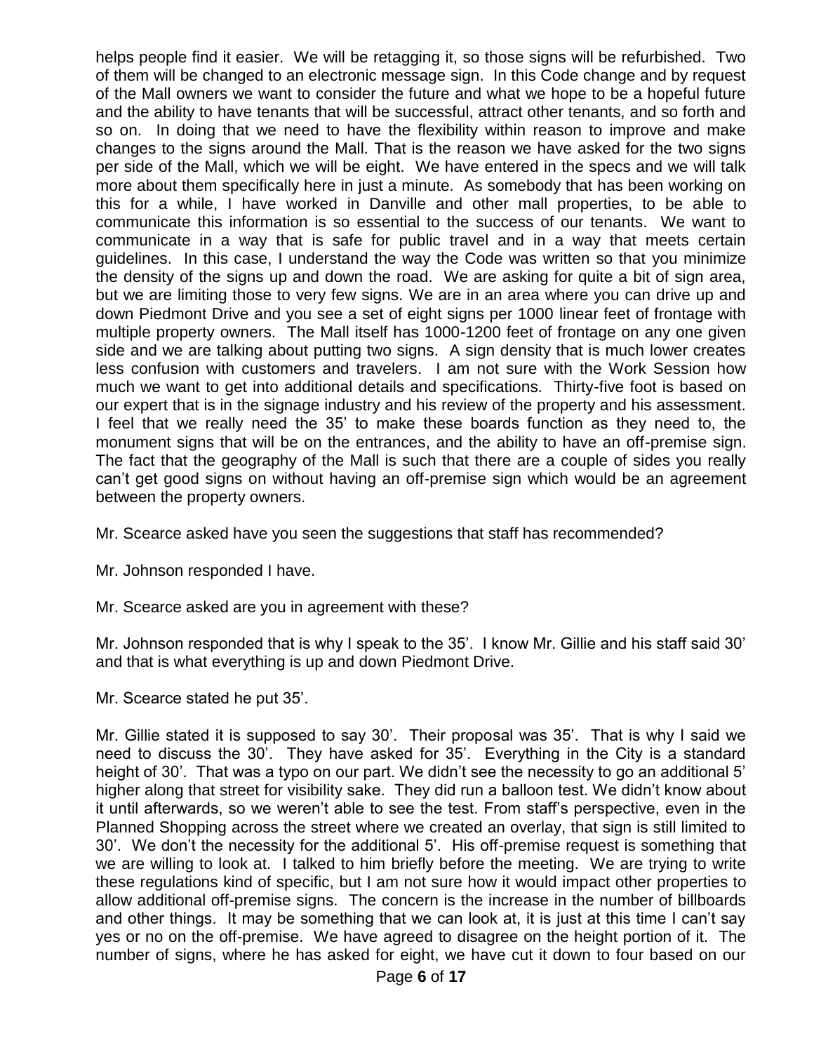helps people find it easier. We will be retagging it, so those signs will be refurbished. Two of them will be changed to an electronic message sign. In this Code change and by request of the Mall owners we want to consider the future and what we hope to be a hopeful future and the ability to have tenants that will be successful, attract other tenants, and so forth and so on. In doing that we need to have the flexibility within reason to improve and make changes to the signs around the Mall. That is the reason we have asked for the two signs per side of the Mall, which we will be eight. We have entered in the specs and we will talk more about them specifically here in just a minute. As somebody that has been working on this for a while, I have worked in Danville and other mall properties, to be able to communicate this information is so essential to the success of our tenants. We want to communicate in a way that is safe for public travel and in a way that meets certain guidelines. In this case, I understand the way the Code was written so that you minimize the density of the signs up and down the road. We are asking for quite a bit of sign area, but we are limiting those to very few signs. We are in an area where you can drive up and down Piedmont Drive and you see a set of eight signs per 1000 linear feet of frontage with multiple property owners. The Mall itself has 1000-1200 feet of frontage on any one given side and we are talking about putting two signs. A sign density that is much lower creates less confusion with customers and travelers. I am not sure with the Work Session how much we want to get into additional details and specifications. Thirty-five foot is based on our expert that is in the signage industry and his review of the property and his assessment. I feel that we really need the 35' to make these boards function as they need to, the monument signs that will be on the entrances, and the ability to have an off-premise sign. The fact that the geography of the Mall is such that there are a couple of sides you really can't get good signs on without having an off-premise sign which would be an agreement between the property owners.

Mr. Scearce asked have you seen the suggestions that staff has recommended?

Mr. Johnson responded I have.

Mr. Scearce asked are you in agreement with these?

Mr. Johnson responded that is why I speak to the 35'. I know Mr. Gillie and his staff said 30' and that is what everything is up and down Piedmont Drive.

Mr. Scearce stated he put 35'.

Mr. Gillie stated it is supposed to say 30'. Their proposal was 35'. That is why I said we need to discuss the 30'. They have asked for 35'. Everything in the City is a standard height of 30'. That was a typo on our part. We didn't see the necessity to go an additional 5' higher along that street for visibility sake. They did run a balloon test. We didn't know about it until afterwards, so we weren't able to see the test. From staff's perspective, even in the Planned Shopping across the street where we created an overlay, that sign is still limited to 30'. We don't the necessity for the additional 5'. His off-premise request is something that we are willing to look at. I talked to him briefly before the meeting. We are trying to write these regulations kind of specific, but I am not sure how it would impact other properties to allow additional off-premise signs. The concern is the increase in the number of billboards and other things. It may be something that we can look at, it is just at this time I can't say yes or no on the off-premise. We have agreed to disagree on the height portion of it. The number of signs, where he has asked for eight, we have cut it down to four based on our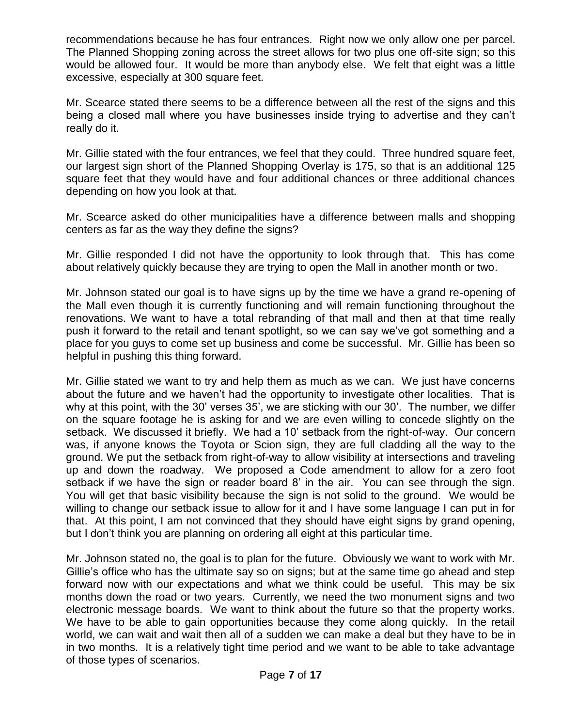recommendations because he has four entrances. Right now we only allow one per parcel. The Planned Shopping zoning across the street allows for two plus one off-site sign; so this would be allowed four. It would be more than anybody else. We felt that eight was a little excessive, especially at 300 square feet.

Mr. Scearce stated there seems to be a difference between all the rest of the signs and this being a closed mall where you have businesses inside trying to advertise and they can't really do it.

Mr. Gillie stated with the four entrances, we feel that they could. Three hundred square feet, our largest sign short of the Planned Shopping Overlay is 175, so that is an additional 125 square feet that they would have and four additional chances or three additional chances depending on how you look at that.

Mr. Scearce asked do other municipalities have a difference between malls and shopping centers as far as the way they define the signs?

Mr. Gillie responded I did not have the opportunity to look through that. This has come about relatively quickly because they are trying to open the Mall in another month or two.

Mr. Johnson stated our goal is to have signs up by the time we have a grand re-opening of the Mall even though it is currently functioning and will remain functioning throughout the renovations. We want to have a total rebranding of that mall and then at that time really push it forward to the retail and tenant spotlight, so we can say we've got something and a place for you guys to come set up business and come be successful. Mr. Gillie has been so helpful in pushing this thing forward.

Mr. Gillie stated we want to try and help them as much as we can. We just have concerns about the future and we haven't had the opportunity to investigate other localities. That is why at this point, with the 30' verses 35', we are sticking with our 30'. The number, we differ on the square footage he is asking for and we are even willing to concede slightly on the setback. We discussed it briefly. We had a 10' setback from the right-of-way. Our concern was, if anyone knows the Toyota or Scion sign, they are full cladding all the way to the ground. We put the setback from right-of-way to allow visibility at intersections and traveling up and down the roadway. We proposed a Code amendment to allow for a zero foot setback if we have the sign or reader board 8' in the air. You can see through the sign. You will get that basic visibility because the sign is not solid to the ground. We would be willing to change our setback issue to allow for it and I have some language I can put in for that. At this point, I am not convinced that they should have eight signs by grand opening, but I don't think you are planning on ordering all eight at this particular time.

Mr. Johnson stated no, the goal is to plan for the future. Obviously we want to work with Mr. Gillie's office who has the ultimate say so on signs; but at the same time go ahead and step forward now with our expectations and what we think could be useful. This may be six months down the road or two years. Currently, we need the two monument signs and two electronic message boards. We want to think about the future so that the property works. We have to be able to gain opportunities because they come along quickly. In the retail world, we can wait and wait then all of a sudden we can make a deal but they have to be in in two months. It is a relatively tight time period and we want to be able to take advantage of those types of scenarios.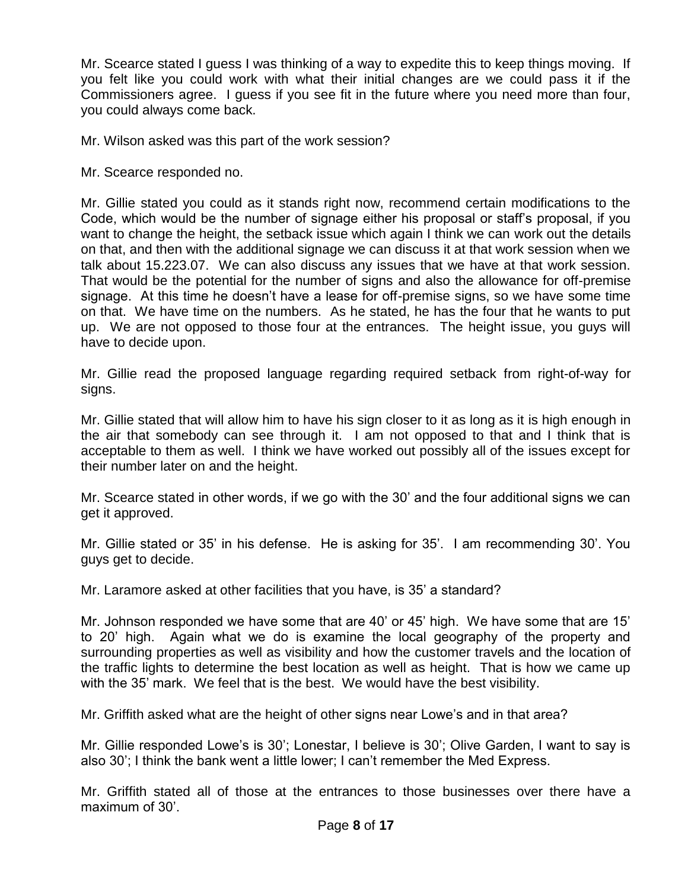Mr. Scearce stated I guess I was thinking of a way to expedite this to keep things moving. If you felt like you could work with what their initial changes are we could pass it if the Commissioners agree. I guess if you see fit in the future where you need more than four, you could always come back.

Mr. Wilson asked was this part of the work session?

Mr. Scearce responded no.

Mr. Gillie stated you could as it stands right now, recommend certain modifications to the Code, which would be the number of signage either his proposal or staff's proposal, if you want to change the height, the setback issue which again I think we can work out the details on that, and then with the additional signage we can discuss it at that work session when we talk about 15.223.07. We can also discuss any issues that we have at that work session. That would be the potential for the number of signs and also the allowance for off-premise signage. At this time he doesn't have a lease for off-premise signs, so we have some time on that. We have time on the numbers. As he stated, he has the four that he wants to put up. We are not opposed to those four at the entrances. The height issue, you guys will have to decide upon.

Mr. Gillie read the proposed language regarding required setback from right-of-way for signs.

Mr. Gillie stated that will allow him to have his sign closer to it as long as it is high enough in the air that somebody can see through it. I am not opposed to that and I think that is acceptable to them as well. I think we have worked out possibly all of the issues except for their number later on and the height.

Mr. Scearce stated in other words, if we go with the 30' and the four additional signs we can get it approved.

Mr. Gillie stated or 35' in his defense. He is asking for 35'. I am recommending 30'. You guys get to decide.

Mr. Laramore asked at other facilities that you have, is 35' a standard?

Mr. Johnson responded we have some that are 40' or 45' high. We have some that are 15' to 20' high. Again what we do is examine the local geography of the property and surrounding properties as well as visibility and how the customer travels and the location of the traffic lights to determine the best location as well as height. That is how we came up with the 35' mark. We feel that is the best. We would have the best visibility.

Mr. Griffith asked what are the height of other signs near Lowe's and in that area?

Mr. Gillie responded Lowe's is 30'; Lonestar, I believe is 30'; Olive Garden, I want to say is also 30'; I think the bank went a little lower; I can't remember the Med Express.

Mr. Griffith stated all of those at the entrances to those businesses over there have a maximum of 30'.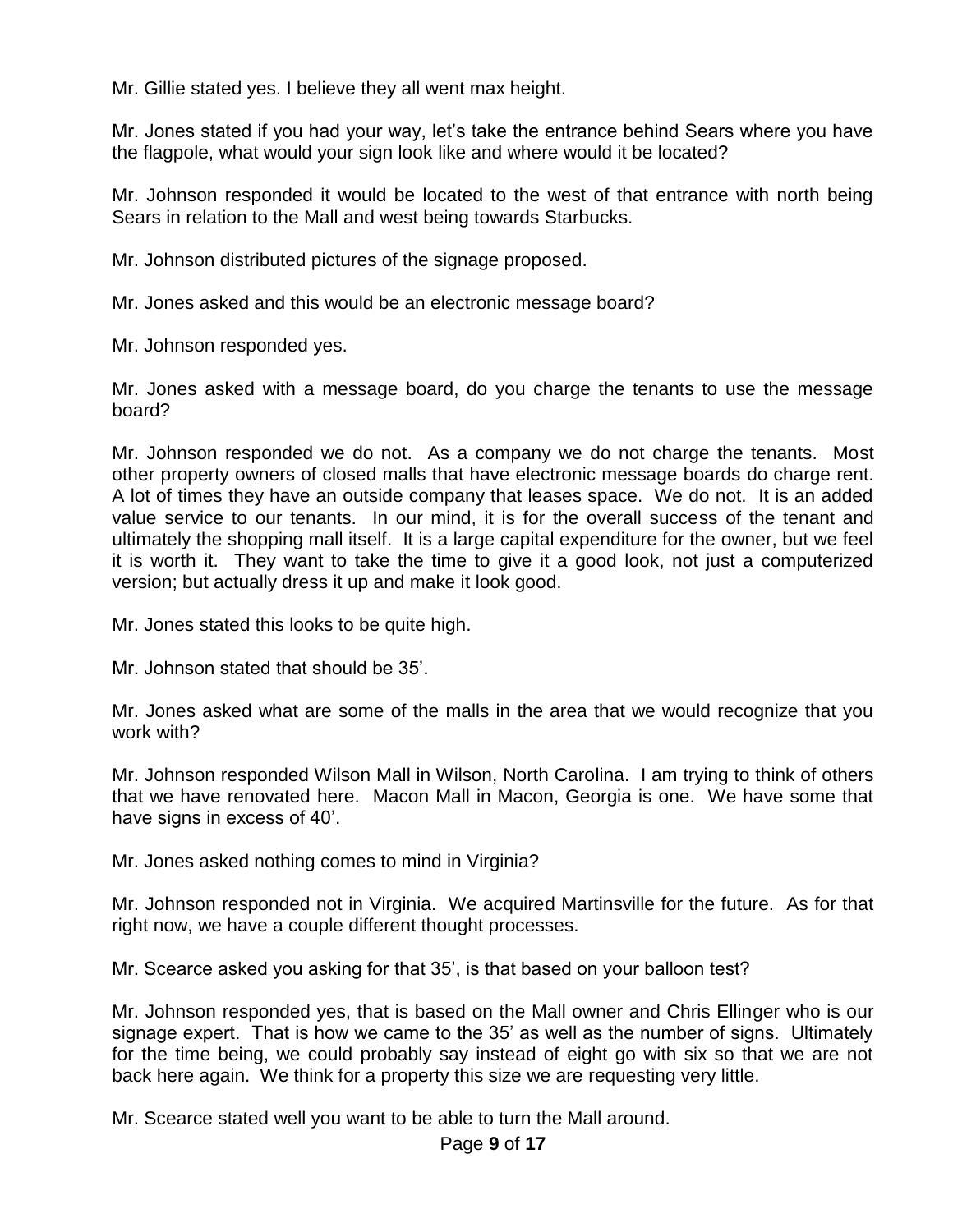Mr. Gillie stated yes. I believe they all went max height.

Mr. Jones stated if you had your way, let's take the entrance behind Sears where you have the flagpole, what would your sign look like and where would it be located?

Mr. Johnson responded it would be located to the west of that entrance with north being Sears in relation to the Mall and west being towards Starbucks.

Mr. Johnson distributed pictures of the signage proposed.

Mr. Jones asked and this would be an electronic message board?

Mr. Johnson responded yes.

Mr. Jones asked with a message board, do you charge the tenants to use the message board?

Mr. Johnson responded we do not. As a company we do not charge the tenants. Most other property owners of closed malls that have electronic message boards do charge rent. A lot of times they have an outside company that leases space. We do not. It is an added value service to our tenants. In our mind, it is for the overall success of the tenant and ultimately the shopping mall itself. It is a large capital expenditure for the owner, but we feel it is worth it. They want to take the time to give it a good look, not just a computerized version; but actually dress it up and make it look good.

Mr. Jones stated this looks to be quite high.

Mr. Johnson stated that should be 35'.

Mr. Jones asked what are some of the malls in the area that we would recognize that you work with?

Mr. Johnson responded Wilson Mall in Wilson, North Carolina. I am trying to think of others that we have renovated here. Macon Mall in Macon, Georgia is one. We have some that have signs in excess of 40'.

Mr. Jones asked nothing comes to mind in Virginia?

Mr. Johnson responded not in Virginia. We acquired Martinsville for the future. As for that right now, we have a couple different thought processes.

Mr. Scearce asked you asking for that 35', is that based on your balloon test?

Mr. Johnson responded yes, that is based on the Mall owner and Chris Ellinger who is our signage expert. That is how we came to the 35' as well as the number of signs. Ultimately for the time being, we could probably say instead of eight go with six so that we are not back here again. We think for a property this size we are requesting very little.

Mr. Scearce stated well you want to be able to turn the Mall around.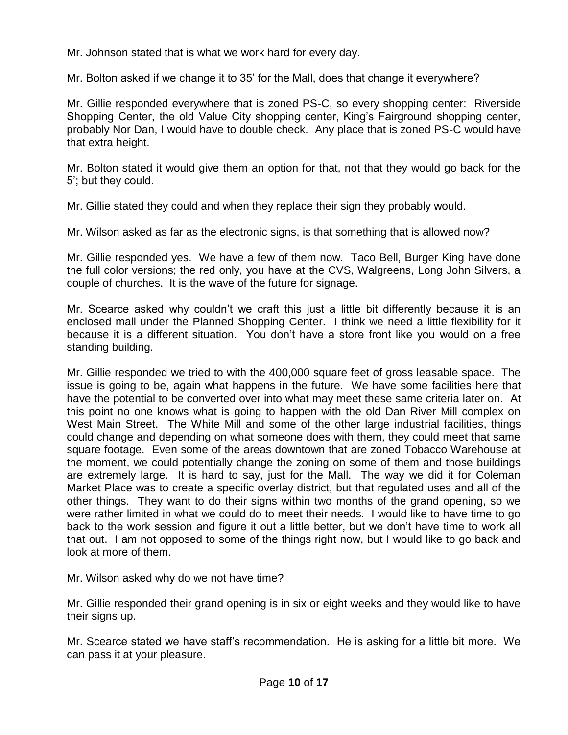Mr. Johnson stated that is what we work hard for every day.

Mr. Bolton asked if we change it to 35' for the Mall, does that change it everywhere?

Mr. Gillie responded everywhere that is zoned PS-C, so every shopping center: Riverside Shopping Center, the old Value City shopping center, King's Fairground shopping center, probably Nor Dan, I would have to double check. Any place that is zoned PS-C would have that extra height.

Mr. Bolton stated it would give them an option for that, not that they would go back for the 5'; but they could.

Mr. Gillie stated they could and when they replace their sign they probably would.

Mr. Wilson asked as far as the electronic signs, is that something that is allowed now?

Mr. Gillie responded yes. We have a few of them now. Taco Bell, Burger King have done the full color versions; the red only, you have at the CVS, Walgreens, Long John Silvers, a couple of churches. It is the wave of the future for signage.

Mr. Scearce asked why couldn't we craft this just a little bit differently because it is an enclosed mall under the Planned Shopping Center. I think we need a little flexibility for it because it is a different situation. You don't have a store front like you would on a free standing building.

Mr. Gillie responded we tried to with the 400,000 square feet of gross leasable space. The issue is going to be, again what happens in the future. We have some facilities here that have the potential to be converted over into what may meet these same criteria later on. At this point no one knows what is going to happen with the old Dan River Mill complex on West Main Street. The White Mill and some of the other large industrial facilities, things could change and depending on what someone does with them, they could meet that same square footage. Even some of the areas downtown that are zoned Tobacco Warehouse at the moment, we could potentially change the zoning on some of them and those buildings are extremely large. It is hard to say, just for the Mall. The way we did it for Coleman Market Place was to create a specific overlay district, but that regulated uses and all of the other things. They want to do their signs within two months of the grand opening, so we were rather limited in what we could do to meet their needs. I would like to have time to go back to the work session and figure it out a little better, but we don't have time to work all that out. I am not opposed to some of the things right now, but I would like to go back and look at more of them.

Mr. Wilson asked why do we not have time?

Mr. Gillie responded their grand opening is in six or eight weeks and they would like to have their signs up.

Mr. Scearce stated we have staff's recommendation. He is asking for a little bit more. We can pass it at your pleasure.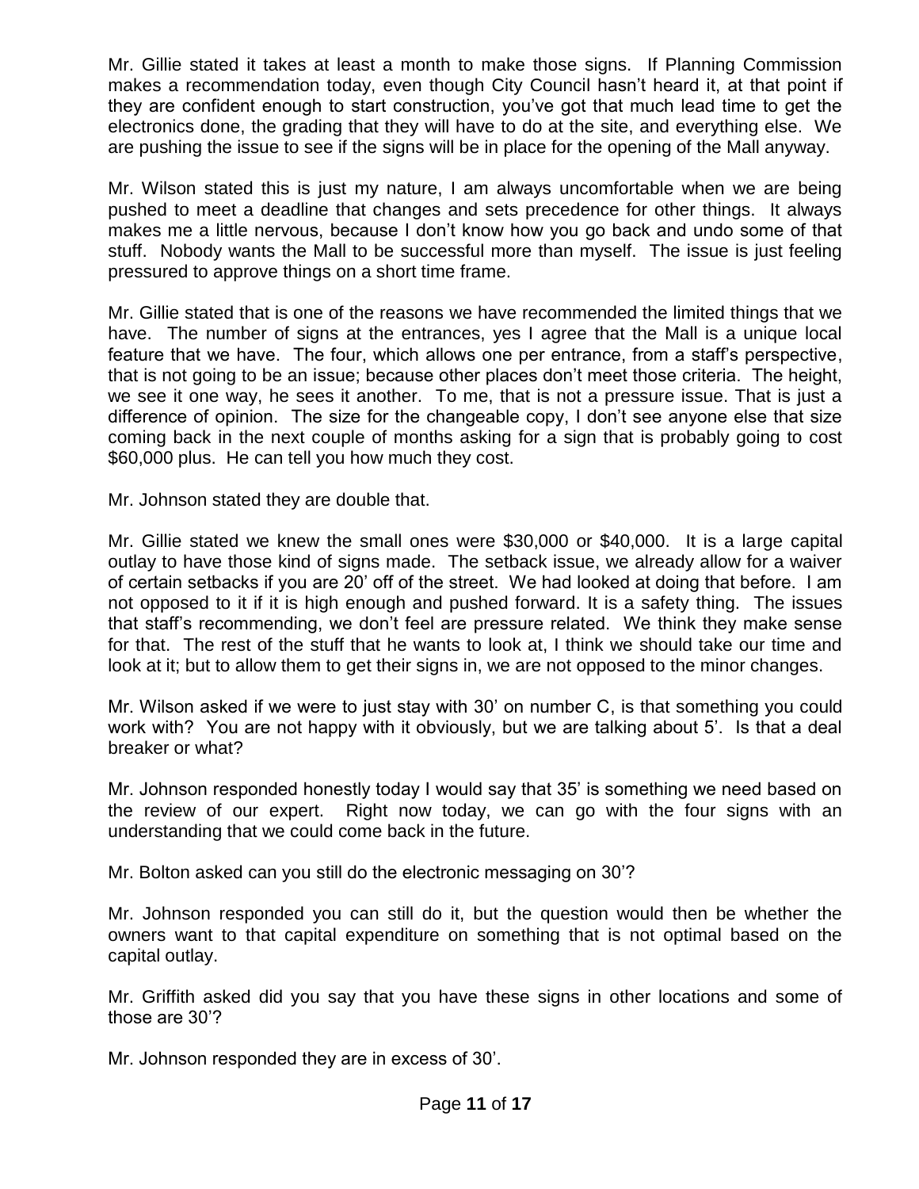Mr. Gillie stated it takes at least a month to make those signs. If Planning Commission makes a recommendation today, even though City Council hasn't heard it, at that point if they are confident enough to start construction, you've got that much lead time to get the electronics done, the grading that they will have to do at the site, and everything else. We are pushing the issue to see if the signs will be in place for the opening of the Mall anyway.

Mr. Wilson stated this is just my nature, I am always uncomfortable when we are being pushed to meet a deadline that changes and sets precedence for other things. It always makes me a little nervous, because I don't know how you go back and undo some of that stuff. Nobody wants the Mall to be successful more than myself. The issue is just feeling pressured to approve things on a short time frame.

Mr. Gillie stated that is one of the reasons we have recommended the limited things that we have. The number of signs at the entrances, yes I agree that the Mall is a unique local feature that we have. The four, which allows one per entrance, from a staff's perspective, that is not going to be an issue; because other places don't meet those criteria. The height, we see it one way, he sees it another. To me, that is not a pressure issue. That is just a difference of opinion. The size for the changeable copy, I don't see anyone else that size coming back in the next couple of months asking for a sign that is probably going to cost $60,000 plus. He can tell you how much they cost.

Mr. Johnson stated they are double that.

Mr. Gillie stated we knew the small ones were $30,000 or $40,000. It is a large capital outlay to have those kind of signs made. The setback issue, we already allow for a waiver of certain setbacks if you are 20' off of the street. We had looked at doing that before. I am not opposed to it if it is high enough and pushed forward. It is a safety thing. The issues that staff's recommending, we don't feel are pressure related. We think they make sense for that. The rest of the stuff that he wants to look at, I think we should take our time and look at it; but to allow them to get their signs in, we are not opposed to the minor changes.

Mr. Wilson asked if we were to just stay with 30' on number C, is that something you could work with? You are not happy with it obviously, but we are talking about 5'. Is that a deal breaker or what?

Mr. Johnson responded honestly today I would say that 35' is something we need based on the review of our expert. Right now today, we can go with the four signs with an understanding that we could come back in the future.

Mr. Bolton asked can you still do the electronic messaging on 30'?

Mr. Johnson responded you can still do it, but the question would then be whether the owners want to that capital expenditure on something that is not optimal based on the capital outlay.

Mr. Griffith asked did you say that you have these signs in other locations and some of those are 30'?

Mr. Johnson responded they are in excess of 30'.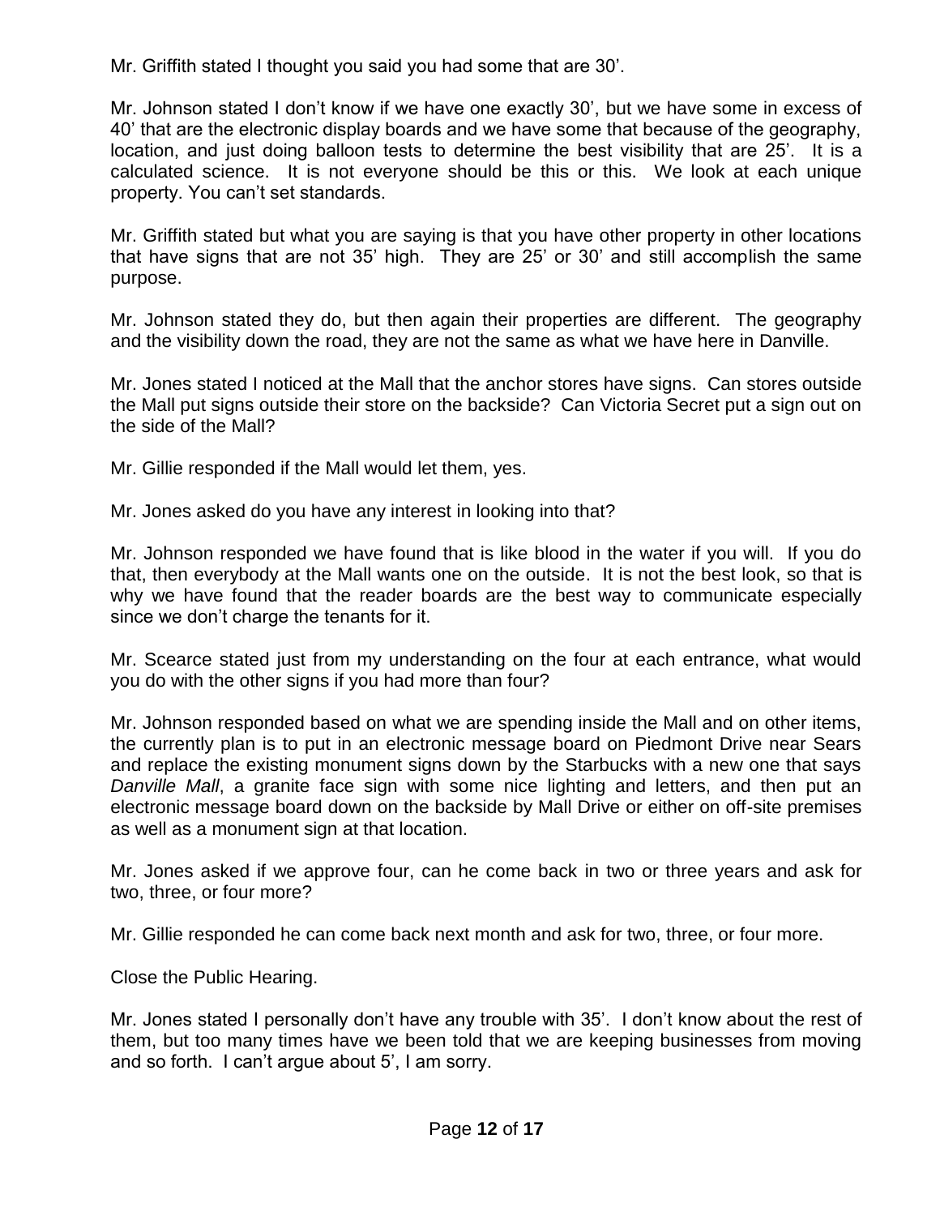Mr. Griffith stated I thought you said you had some that are 30'.

Mr. Johnson stated I don't know if we have one exactly 30', but we have some in excess of 40' that are the electronic display boards and we have some that because of the geography, location, and just doing balloon tests to determine the best visibility that are 25'. It is a calculated science. It is not everyone should be this or this. We look at each unique property. You can't set standards.

Mr. Griffith stated but what you are saying is that you have other property in other locations that have signs that are not 35' high. They are 25' or 30' and still accomplish the same purpose.

Mr. Johnson stated they do, but then again their properties are different. The geography and the visibility down the road, they are not the same as what we have here in Danville.

Mr. Jones stated I noticed at the Mall that the anchor stores have signs. Can stores outside the Mall put signs outside their store on the backside? Can Victoria Secret put a sign out on the side of the Mall?

Mr. Gillie responded if the Mall would let them, yes.

Mr. Jones asked do you have any interest in looking into that?

Mr. Johnson responded we have found that is like blood in the water if you will. If you do that, then everybody at the Mall wants one on the outside. It is not the best look, so that is why we have found that the reader boards are the best way to communicate especially since we don't charge the tenants for it.

Mr. Scearce stated just from my understanding on the four at each entrance, what would you do with the other signs if you had more than four?

Mr. Johnson responded based on what we are spending inside the Mall and on other items, the currently plan is to put in an electronic message board on Piedmont Drive near Sears and replace the existing monument signs down by the Starbucks with a new one that says *Danville Mall*, a granite face sign with some nice lighting and letters, and then put an electronic message board down on the backside by Mall Drive or either on off-site premises as well as a monument sign at that location.

Mr. Jones asked if we approve four, can he come back in two or three years and ask for two, three, or four more?

Mr. Gillie responded he can come back next month and ask for two, three, or four more.

Close the Public Hearing.

Mr. Jones stated I personally don't have any trouble with 35'. I don't know about the rest of them, but too many times have we been told that we are keeping businesses from moving and so forth. I can't argue about 5', I am sorry.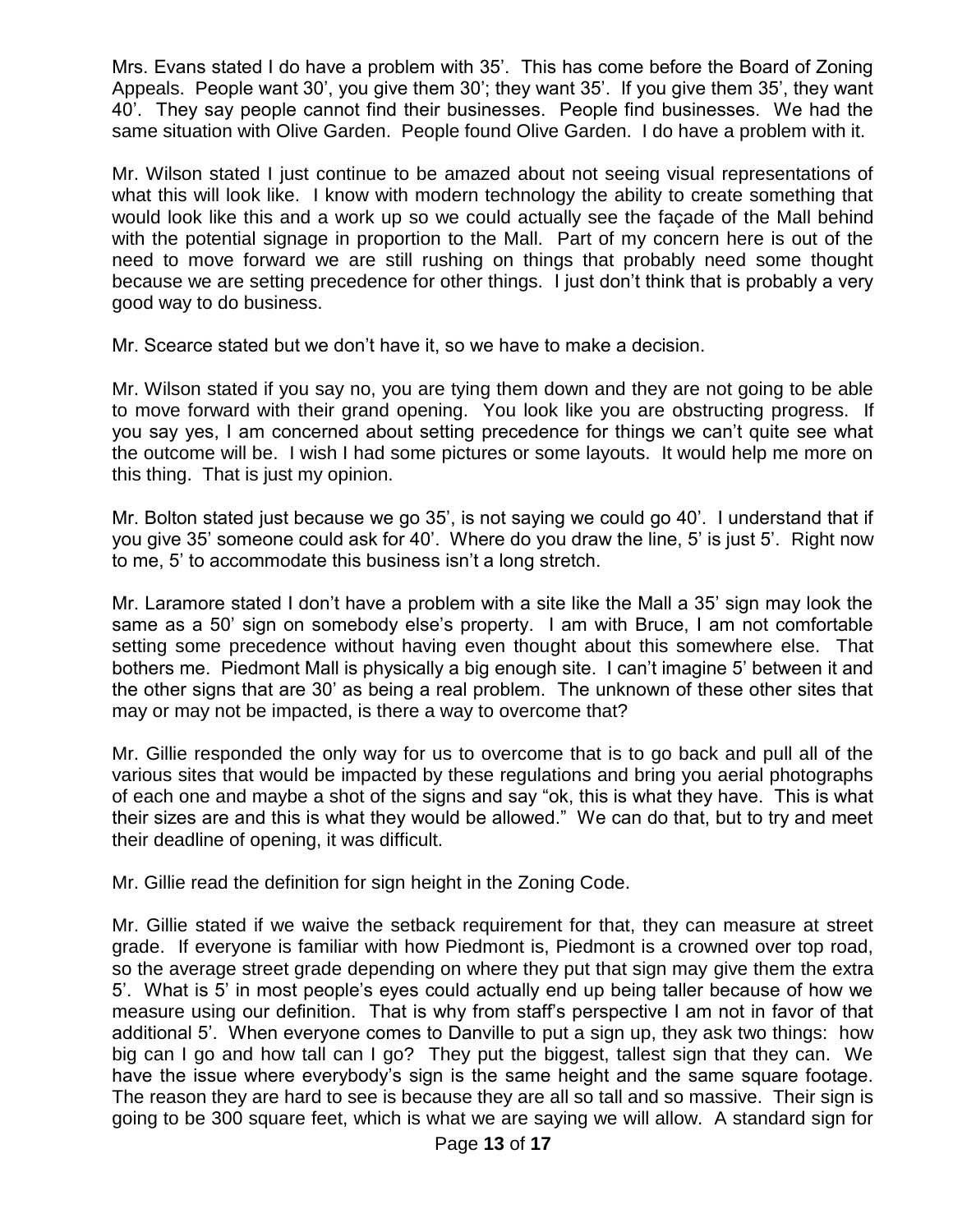Mrs. Evans stated I do have a problem with 35'. This has come before the Board of Zoning Appeals. People want 30', you give them 30'; they want 35'. If you give them 35', they want 40'. They say people cannot find their businesses. People find businesses. We had the same situation with Olive Garden. People found Olive Garden. I do have a problem with it.

Mr. Wilson stated I just continue to be amazed about not seeing visual representations of what this will look like. I know with modern technology the ability to create something that would look like this and a work up so we could actually see the façade of the Mall behind with the potential signage in proportion to the Mall. Part of my concern here is out of the need to move forward we are still rushing on things that probably need some thought because we are setting precedence for other things. I just don't think that is probably a very good way to do business.

Mr. Scearce stated but we don't have it, so we have to make a decision.

Mr. Wilson stated if you say no, you are tying them down and they are not going to be able to move forward with their grand opening. You look like you are obstructing progress. If you say yes, I am concerned about setting precedence for things we can't quite see what the outcome will be. I wish I had some pictures or some layouts. It would help me more on this thing. That is just my opinion.

Mr. Bolton stated just because we go 35', is not saying we could go 40'. I understand that if you give 35' someone could ask for 40'. Where do you draw the line, 5' is just 5'. Right now to me, 5' to accommodate this business isn't a long stretch.

Mr. Laramore stated I don't have a problem with a site like the Mall a 35' sign may look the same as a 50' sign on somebody else's property. I am with Bruce, I am not comfortable setting some precedence without having even thought about this somewhere else. That bothers me. Piedmont Mall is physically a big enough site. I can't imagine 5' between it and the other signs that are 30' as being a real problem. The unknown of these other sites that may or may not be impacted, is there a way to overcome that?

Mr. Gillie responded the only way for us to overcome that is to go back and pull all of the various sites that would be impacted by these regulations and bring you aerial photographs of each one and maybe a shot of the signs and say "ok, this is what they have. This is what their sizes are and this is what they would be allowed." We can do that, but to try and meet their deadline of opening, it was difficult.

Mr. Gillie read the definition for sign height in the Zoning Code.

Mr. Gillie stated if we waive the setback requirement for that, they can measure at street grade. If everyone is familiar with how Piedmont is, Piedmont is a crowned over top road, so the average street grade depending on where they put that sign may give them the extra 5'. What is 5' in most people's eyes could actually end up being taller because of how we measure using our definition. That is why from staff's perspective I am not in favor of that additional 5'. When everyone comes to Danville to put a sign up, they ask two things: how big can I go and how tall can I go? They put the biggest, tallest sign that they can. We have the issue where everybody's sign is the same height and the same square footage. The reason they are hard to see is because they are all so tall and so massive. Their sign is going to be 300 square feet, which is what we are saying we will allow. A standard sign for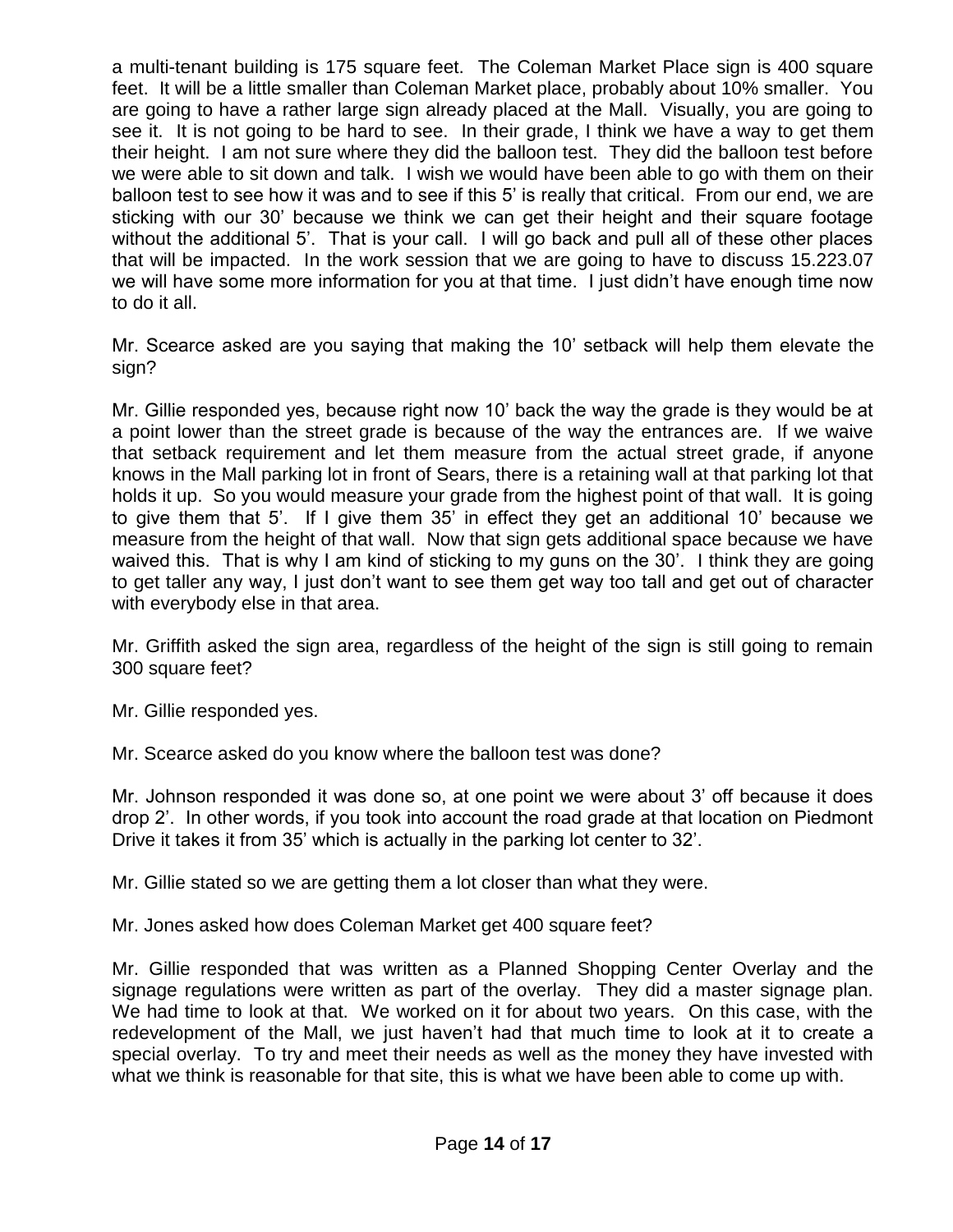a multi-tenant building is 175 square feet. The Coleman Market Place sign is 400 square feet. It will be a little smaller than Coleman Market place, probably about 10% smaller. You are going to have a rather large sign already placed at the Mall. Visually, you are going to see it. It is not going to be hard to see. In their grade, I think we have a way to get them their height. I am not sure where they did the balloon test. They did the balloon test before we were able to sit down and talk. I wish we would have been able to go with them on their balloon test to see how it was and to see if this 5' is really that critical. From our end, we are sticking with our 30' because we think we can get their height and their square footage without the additional 5'. That is your call. I will go back and pull all of these other places that will be impacted. In the work session that we are going to have to discuss 15.223.07 we will have some more information for you at that time. I just didn't have enough time now to do it all.

Mr. Scearce asked are you saying that making the 10' setback will help them elevate the sign?

Mr. Gillie responded yes, because right now 10' back the way the grade is they would be at a point lower than the street grade is because of the way the entrances are. If we waive that setback requirement and let them measure from the actual street grade, if anyone knows in the Mall parking lot in front of Sears, there is a retaining wall at that parking lot that holds it up. So you would measure your grade from the highest point of that wall. It is going to give them that 5'. If I give them 35' in effect they get an additional 10' because we measure from the height of that wall. Now that sign gets additional space because we have waived this. That is why I am kind of sticking to my guns on the 30'. I think they are going to get taller any way, I just don't want to see them get way too tall and get out of character with everybody else in that area.

Mr. Griffith asked the sign area, regardless of the height of the sign is still going to remain 300 square feet?

Mr. Gillie responded yes.

Mr. Scearce asked do you know where the balloon test was done?

Mr. Johnson responded it was done so, at one point we were about 3' off because it does drop 2'. In other words, if you took into account the road grade at that location on Piedmont Drive it takes it from 35' which is actually in the parking lot center to 32'.

Mr. Gillie stated so we are getting them a lot closer than what they were.

Mr. Jones asked how does Coleman Market get 400 square feet?

Mr. Gillie responded that was written as a Planned Shopping Center Overlay and the signage regulations were written as part of the overlay. They did a master signage plan. We had time to look at that. We worked on it for about two years. On this case, with the redevelopment of the Mall, we just haven't had that much time to look at it to create a special overlay. To try and meet their needs as well as the money they have invested with what we think is reasonable for that site, this is what we have been able to come up with.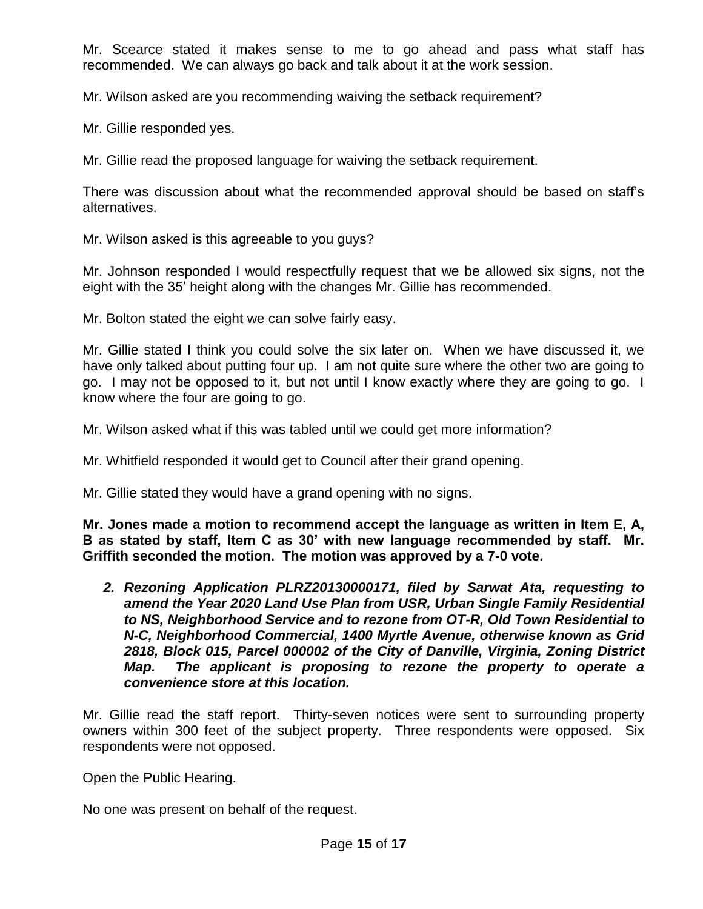Mr. Scearce stated it makes sense to me to go ahead and pass what staff has recommended. We can always go back and talk about it at the work session.

Mr. Wilson asked are you recommending waiving the setback requirement?

Mr. Gillie responded yes.

Mr. Gillie read the proposed language for waiving the setback requirement.

There was discussion about what the recommended approval should be based on staff's alternatives.

Mr. Wilson asked is this agreeable to you guys?

Mr. Johnson responded I would respectfully request that we be allowed six signs, not the eight with the 35' height along with the changes Mr. Gillie has recommended.

Mr. Bolton stated the eight we can solve fairly easy.

Mr. Gillie stated I think you could solve the six later on. When we have discussed it, we have only talked about putting four up. I am not quite sure where the other two are going to go. I may not be opposed to it, but not until I know exactly where they are going to go. I know where the four are going to go.

Mr. Wilson asked what if this was tabled until we could get more information?

Mr. Whitfield responded it would get to Council after their grand opening.

Mr. Gillie stated they would have a grand opening with no signs.

**Mr. Jones made a motion to recommend accept the language as written in Item E, A, B as stated by staff, Item C as 30' with new language recommended by staff. Mr. Griffith seconded the motion. The motion was approved by a 7-0 vote.**

2. ***Rezoning Application PLRZ20130000171, filed by Sarwat Ata, requesting to amend the Year 2020 Land Use Plan from USR, Urban Single Family Residential to NS, Neighborhood Service and to rezone from OT-R, Old Town Residential to N-C, Neighborhood Commercial, 1400 Myrtle Avenue, otherwise known as Grid 2818, Block 015, Parcel 000002 of the City of Danville, Virginia, Zoning District Map. The applicant is proposing to rezone the property to operate a convenience store at this location.***

Mr. Gillie read the staff report. Thirty-seven notices were sent to surrounding property owners within 300 feet of the subject property. Three respondents were opposed. Six respondents were not opposed.

Open the Public Hearing.

No one was present on behalf of the request.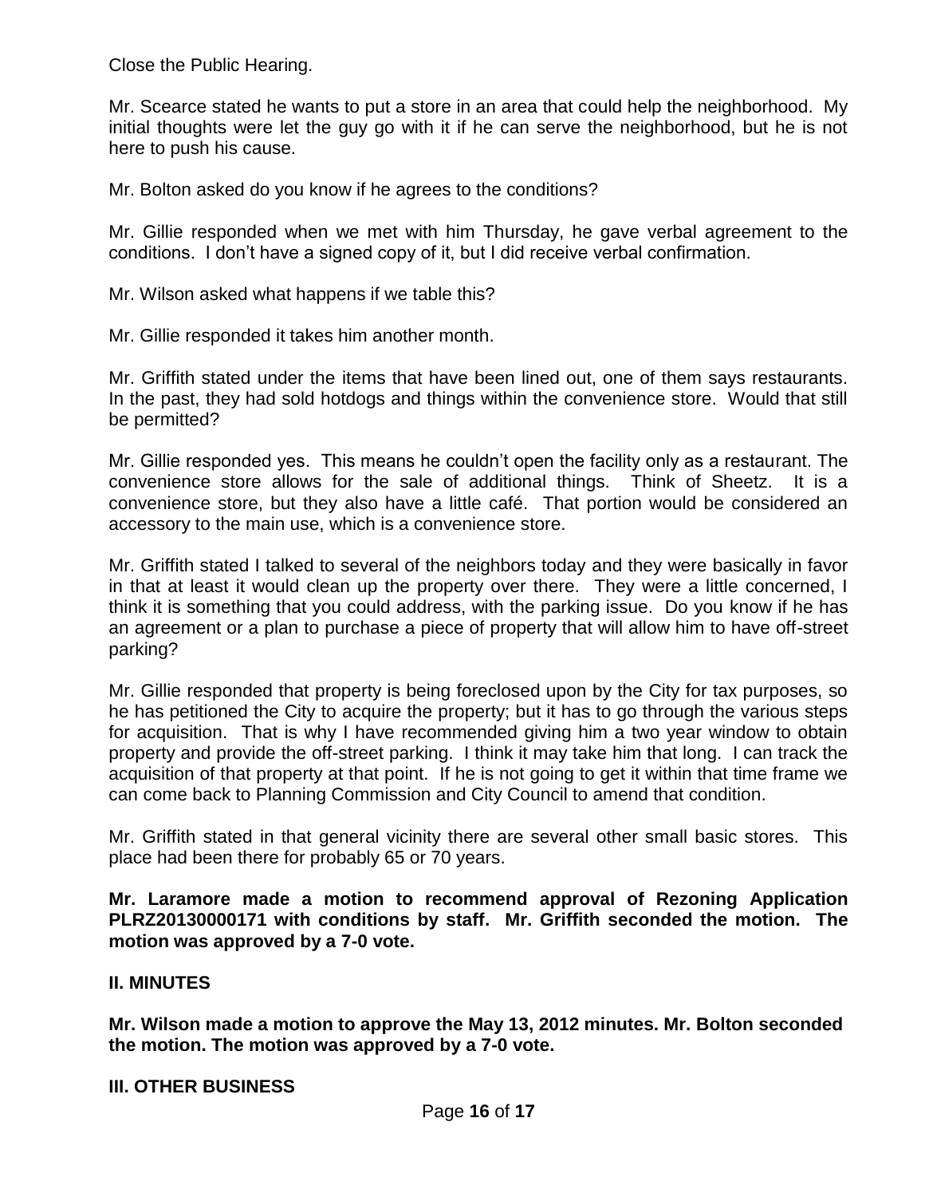Close the Public Hearing.

Mr. Scearce stated he wants to put a store in an area that could help the neighborhood. My initial thoughts were let the guy go with it if he can serve the neighborhood, but he is not here to push his cause.

Mr. Bolton asked do you know if he agrees to the conditions?

Mr. Gillie responded when we met with him Thursday, he gave verbal agreement to the conditions. I don't have a signed copy of it, but I did receive verbal confirmation.

Mr. Wilson asked what happens if we table this?

Mr. Gillie responded it takes him another month.

Mr. Griffith stated under the items that have been lined out, one of them says restaurants. In the past, they had sold hotdogs and things within the convenience store. Would that still be permitted?

Mr. Gillie responded yes. This means he couldn't open the facility only as a restaurant. The convenience store allows for the sale of additional things. Think of Sheetz. It is a convenience store, but they also have a little café. That portion would be considered an accessory to the main use, which is a convenience store.

Mr. Griffith stated I talked to several of the neighbors today and they were basically in favor in that at least it would clean up the property over there. They were a little concerned, I think it is something that you could address, with the parking issue. Do you know if he has an agreement or a plan to purchase a piece of property that will allow him to have off-street parking?

Mr. Gillie responded that property is being foreclosed upon by the City for tax purposes, so he has petitioned the City to acquire the property; but it has to go through the various steps for acquisition. That is why I have recommended giving him a two year window to obtain property and provide the off-street parking. I think it may take him that long. I can track the acquisition of that property at that point. If he is not going to get it within that time frame we can come back to Planning Commission and City Council to amend that condition.

Mr. Griffith stated in that general vicinity there are several other small basic stores. This place had been there for probably 65 or 70 years.

**Mr. Laramore made a motion to recommend approval of Rezoning Application PLRZ20130000171 with conditions by staff. Mr. Griffith seconded the motion. The motion was approved by a 7-0 vote.**

## II. MINUTES

**Mr. Wilson made a motion to approve the May 13, 2012 minutes. Mr. Bolton seconded the motion. The motion was approved by a 7-0 vote.**

## III. OTHER BUSINESS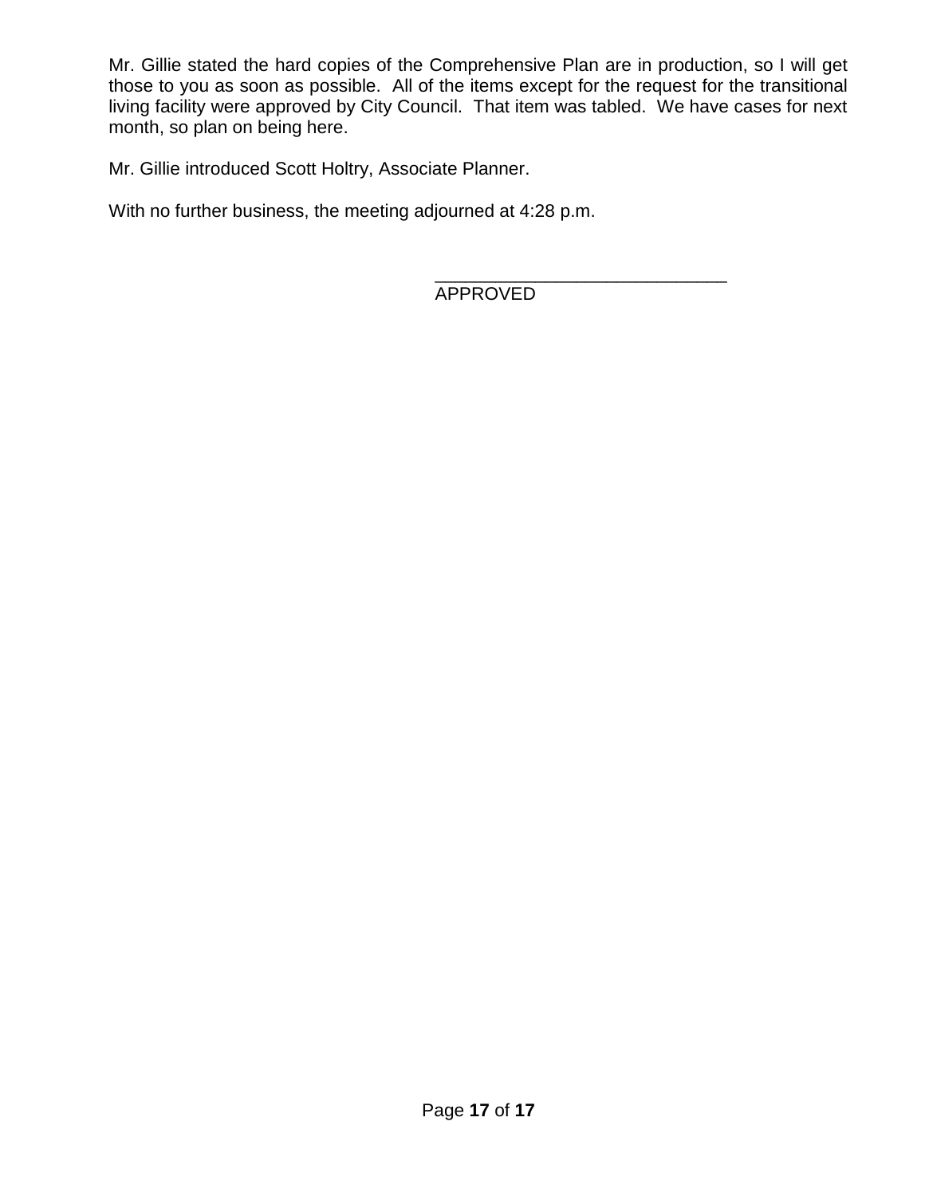Mr. Gillie stated the hard copies of the Comprehensive Plan are in production, so I will get those to you as soon as possible. All of the items except for the request for the transitional living facility were approved by City Council. That item was tabled. We have cases for next month, so plan on being here.

Mr. Gillie introduced Scott Holtry, Associate Planner.

With no further business, the meeting adjourned at 4:28 p.m.

\_\_\_\_\_\_\_\_\_\_\_\_\_\_\_\_\_\_\_\_\_\_\_\_\_\_\_\_\_\_

APPROVED